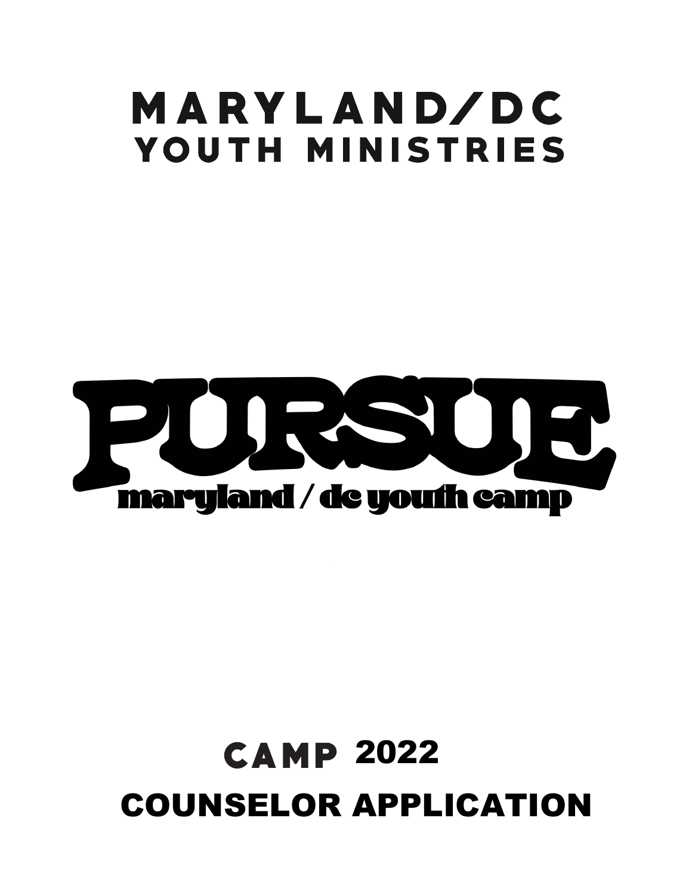# MARYLAND/DC YOUTH MINISTRIES

# PURSUE

maryland / dc youth camp

# CAMP 2022

# COUNSELOR APPLICATION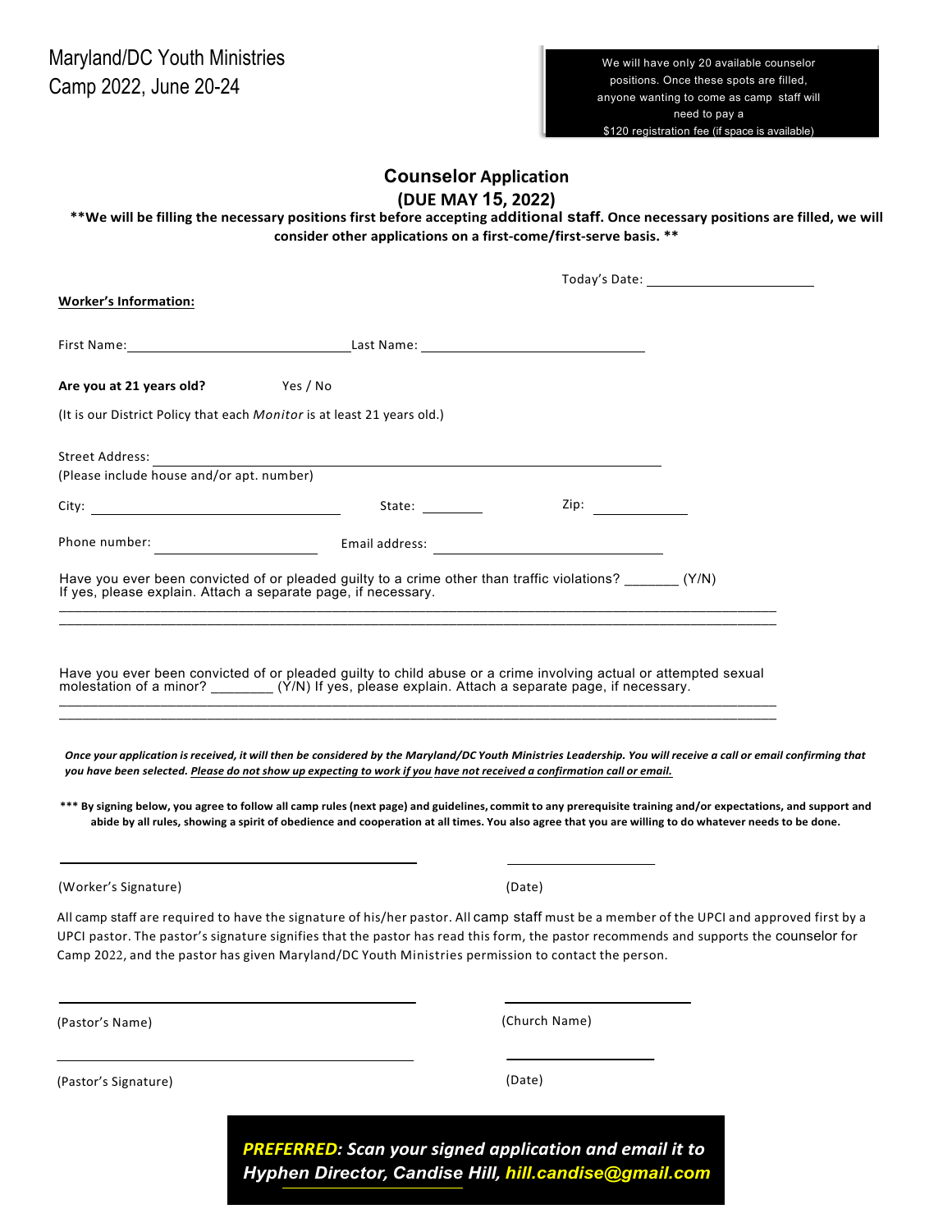Maryland/DC Youth Ministries
Camp 2022, June 20-24

> We will have only 20 available counselor positions. Once these spots are filled, anyone wanting to come as camp staff will need to pay a $120 registration fee (if space is available)

# Counselor Application

## (DUE MAY 15, 2022)

**\*\*We will be filling the necessary positions first before accepting additional staff. Once necessary positions are filled, we will consider other applications on a first-come/first-serve basis. \*\***

Today's Date: ______________________

**Worker's Information:**

First Name: ______________________________ Last Name: ______________________________

**Are you at 21 years old?** Yes / No

(It is our District Policy that each *Monitor* is at least 21 years old.)

Street Address: ____________________________________________________________
(Please include house and/or apt. number)

City: ______________________________ State: _________ Zip: _____________

Phone number: ____________________ Email address: ______________________________

Have you ever been convicted of or pleaded guilty to a crime other than traffic violations? _______ (Y/N)
If yes, please explain. Attach a separate page, if necessary.

_______________________________________________________________________________________

_______________________________________________________________________________________

Have you ever been convicted of or pleaded guilty to child abuse or a crime involving actual or attempted sexual molestation of a minor? ________ (Y/N) If yes, please explain. Attach a separate page, if necessary.

_______________________________________________________________________________________

_______________________________________________________________________________________

***Once your application is received, it will then be considered by the Maryland/DC Youth Ministries Leadership. You will receive a call or email confirming that you have been selected. <u>Please do not show up expecting to work if you</u> <u>have not received a confirmation call or email.</u>***

**\*\*\* By signing below, you agree to follow all camp rules (next page) and guidelines, commit to any prerequisite training and/or expectations, and support and abide by all rules, showing a spirit of obedience and cooperation at all times. You also agree that you are willing to do whatever needs to be done.**

________________________________________ ____________________

(Worker's Signature) (Date)

All camp staff are required to have the signature of his/her pastor. All camp staff must be a member of the UPCI and approved first by a UPCI pastor. The pastor's signature signifies that the pastor has read this form, the pastor recommends and supports the counselor for Camp 2022, and the pastor has given Maryland/DC Youth Ministries permission to contact the person.

________________________________________ ____________________

(Pastor's Name) (Church Name)

________________________________________ ____________________

(Pastor's Signature) (Date)

***PREFERRED: Scan your signed application and email it to Hyphen Director, Candise Hill, hill.candise@gmail.com***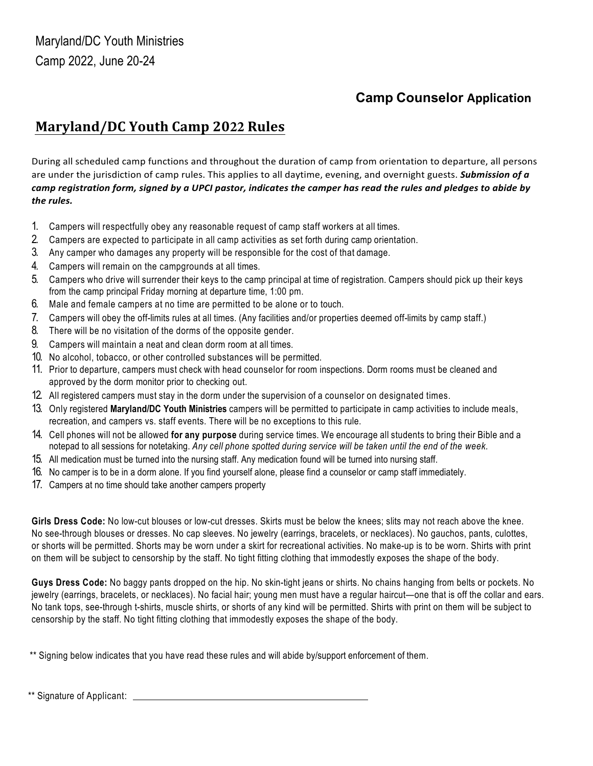Maryland/DC Youth Ministries

Camp 2022, June 20-24

### Camp Counselor Application

## Maryland/DC Youth Camp 2022 Rules

During all scheduled camp functions and throughout the duration of camp from orientation to departure, all persons are under the jurisdiction of camp rules. This applies to all daytime, evening, and overnight guests. ***Submission of a camp registration form, signed by a UPCI pastor, indicates the camper has read the rules and pledges to abide by the rules.***

1. Campers will respectfully obey any reasonable request of camp staff workers at all times.
2. Campers are expected to participate in all camp activities as set forth during camp orientation.
3. Any camper who damages any property will be responsible for the cost of that damage.
4. Campers will remain on the campgrounds at all times.
5. Campers who drive will surrender their keys to the camp principal at time of registration. Campers should pick up their keys from the camp principal Friday morning at departure time, 1:00 pm.
6. Male and female campers at no time are permitted to be alone or to touch.
7. Campers will obey the off-limits rules at all times. (Any facilities and/or properties deemed off-limits by camp staff.)
8. There will be no visitation of the dorms of the opposite gender.
9. Campers will maintain a neat and clean dorm room at all times.
10. No alcohol, tobacco, or other controlled substances will be permitted.
11. Prior to departure, campers must check with head counselor for room inspections. Dorm rooms must be cleaned and approved by the dorm monitor prior to checking out.
12. All registered campers must stay in the dorm under the supervision of a counselor on designated times.
13. Only registered **Maryland/DC Youth Ministries** campers will be permitted to participate in camp activities to include meals, recreation, and campers vs. staff events. There will be no exceptions to this rule.
14. Cell phones will not be allowed **for any purpose** during service times. We encourage all students to bring their Bible and a notepad to all sessions for notetaking. *Any cell phone spotted during service will be taken until the end of the week.*
15. All medication must be turned into the nursing staff. Any medication found will be turned into nursing staff.
16. No camper is to be in a dorm alone. If you find yourself alone, please find a counselor or camp staff immediately.
17. Campers at no time should take another campers property

**Girls Dress Code:** No low-cut blouses or low-cut dresses. Skirts must be below the knees; slits may not reach above the knee. No see-through blouses or dresses. No cap sleeves. No jewelry (earrings, bracelets, or necklaces). No gauchos, pants, culottes, or shorts will be permitted. Shorts may be worn under a skirt for recreational activities. No make-up is to be worn. Shirts with print on them will be subject to censorship by the staff. No tight fitting clothing that immodestly exposes the shape of the body.

**Guys Dress Code:** No baggy pants dropped on the hip. No skin-tight jeans or shirts. No chains hanging from belts or pockets. No jewelry (earrings, bracelets, or necklaces). No facial hair; young men must have a regular haircut—one that is off the collar and ears. No tank tops, see-through t-shirts, muscle shirts, or shorts of any kind will be permitted. Shirts with print on them will be subject to censorship by the staff. No tight fitting clothing that immodestly exposes the shape of the body.

** Signing below indicates that you have read these rules and will abide by/support enforcement of them.

** Signature of Applicant: ______________________________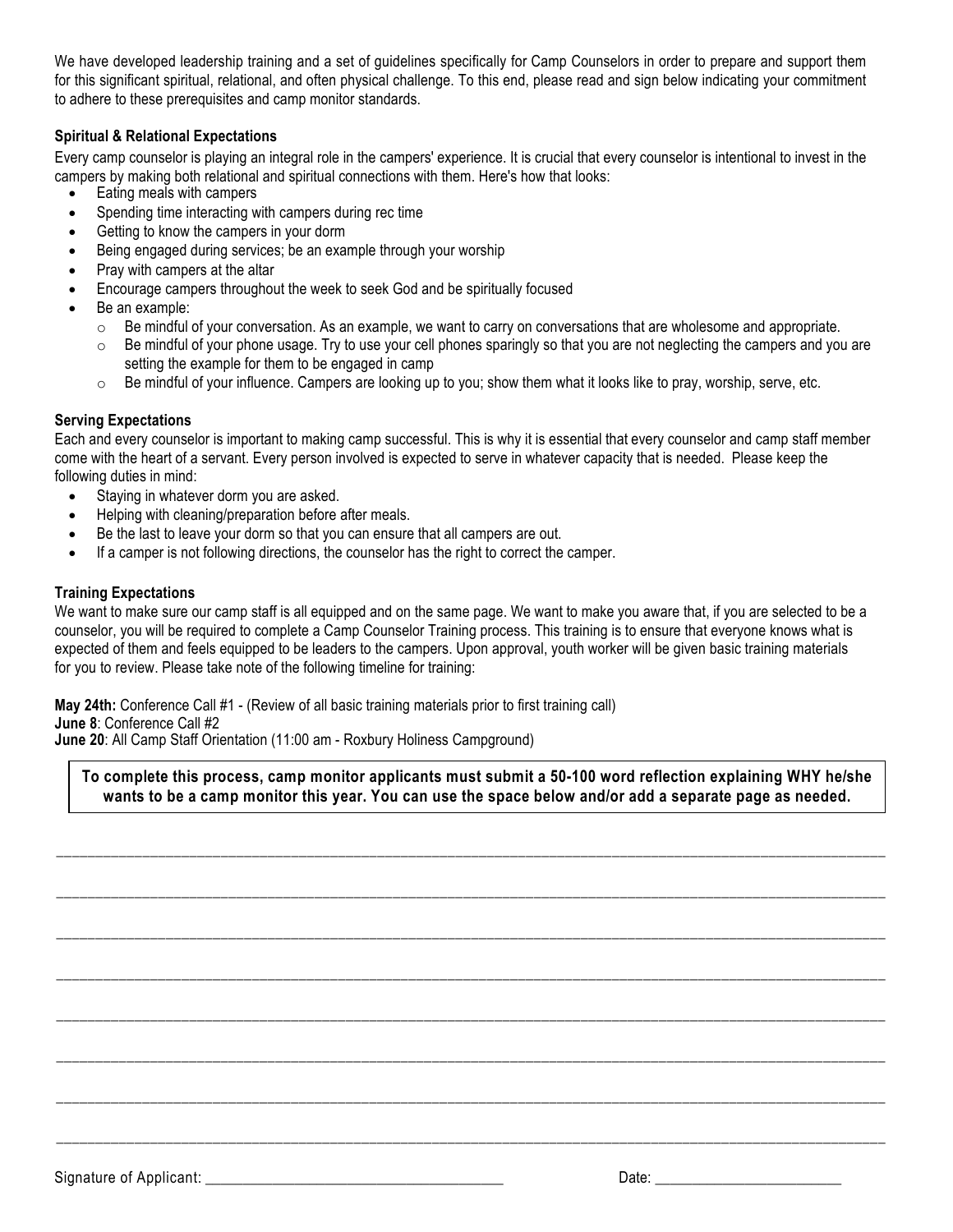We have developed leadership training and a set of guidelines specifically for Camp Counselors in order to prepare and support them for this significant spiritual, relational, and often physical challenge. To this end, please read and sign below indicating your commitment to adhere to these prerequisites and camp monitor standards.

**Spiritual & Relational Expectations**

Every camp counselor is playing an integral role in the campers' experience. It is crucial that every counselor is intentional to invest in the campers by making both relational and spiritual connections with them. Here's how that looks:

- Eating meals with campers
- Spending time interacting with campers during rec time
- Getting to know the campers in your dorm
- Being engaged during services; be an example through your worship
- Pray with campers at the altar
- Encourage campers throughout the week to seek God and be spiritually focused
- Be an example:
  - Be mindful of your conversation. As an example, we want to carry on conversations that are wholesome and appropriate.
  - Be mindful of your phone usage. Try to use your cell phones sparingly so that you are not neglecting the campers and you are setting the example for them to be engaged in camp
  - Be mindful of your influence. Campers are looking up to you; show them what it looks like to pray, worship, serve, etc.

**Serving Expectations**

Each and every counselor is important to making camp successful. This is why it is essential that every counselor and camp staff member come with the heart of a servant. Every person involved is expected to serve in whatever capacity that is needed. Please keep the following duties in mind:

- Staying in whatever dorm you are asked.
- Helping with cleaning/preparation before after meals.
- Be the last to leave your dorm so that you can ensure that all campers are out.
- If a camper is not following directions, the counselor has the right to correct the camper.

**Training Expectations**

We want to make sure our camp staff is all equipped and on the same page. We want to make you aware that, if you are selected to be a counselor, you will be required to complete a Camp Counselor Training process. This training is to ensure that everyone knows what is expected of them and feels equipped to be leaders to the campers. Upon approval, youth worker will be given basic training materials for you to review. Please take note of the following timeline for training:

**May 24th:** Conference Call #1 - (Review of all basic training materials prior to first training call)
**June 8**: Conference Call #2
**June 20**: All Camp Staff Orientation (11:00 am - Roxbury Holiness Campground)

**To complete this process, camp monitor applicants must submit a 50-100 word reflection explaining WHY he/she wants to be a camp monitor this year. You can use the space below and/or add a separate page as needed.**

\_\_\_\_\_\_\_\_\_\_\_\_\_\_\_\_\_\_\_\_\_\_\_\_\_\_\_\_\_\_\_\_\_\_\_\_\_\_\_\_\_\_\_\_\_\_\_\_\_\_\_\_\_\_\_\_\_\_\_\_\_\_\_\_\_\_\_\_\_\_\_\_

\_\_\_\_\_\_\_\_\_\_\_\_\_\_\_\_\_\_\_\_\_\_\_\_\_\_\_\_\_\_\_\_\_\_\_\_\_\_\_\_\_\_\_\_\_\_\_\_\_\_\_\_\_\_\_\_\_\_\_\_\_\_\_\_\_\_\_\_\_\_\_\_

\_\_\_\_\_\_\_\_\_\_\_\_\_\_\_\_\_\_\_\_\_\_\_\_\_\_\_\_\_\_\_\_\_\_\_\_\_\_\_\_\_\_\_\_\_\_\_\_\_\_\_\_\_\_\_\_\_\_\_\_\_\_\_\_\_\_\_\_\_\_\_\_

\_\_\_\_\_\_\_\_\_\_\_\_\_\_\_\_\_\_\_\_\_\_\_\_\_\_\_\_\_\_\_\_\_\_\_\_\_\_\_\_\_\_\_\_\_\_\_\_\_\_\_\_\_\_\_\_\_\_\_\_\_\_\_\_\_\_\_\_\_\_\_\_

\_\_\_\_\_\_\_\_\_\_\_\_\_\_\_\_\_\_\_\_\_\_\_\_\_\_\_\_\_\_\_\_\_\_\_\_\_\_\_\_\_\_\_\_\_\_\_\_\_\_\_\_\_\_\_\_\_\_\_\_\_\_\_\_\_\_\_\_\_\_\_\_

\_\_\_\_\_\_\_\_\_\_\_\_\_\_\_\_\_\_\_\_\_\_\_\_\_\_\_\_\_\_\_\_\_\_\_\_\_\_\_\_\_\_\_\_\_\_\_\_\_\_\_\_\_\_\_\_\_\_\_\_\_\_\_\_\_\_\_\_\_\_\_\_

\_\_\_\_\_\_\_\_\_\_\_\_\_\_\_\_\_\_\_\_\_\_\_\_\_\_\_\_\_\_\_\_\_\_\_\_\_\_\_\_\_\_\_\_\_\_\_\_\_\_\_\_\_\_\_\_\_\_\_\_\_\_\_\_\_\_\_\_\_\_\_\_

\_\_\_\_\_\_\_\_\_\_\_\_\_\_\_\_\_\_\_\_\_\_\_\_\_\_\_\_\_\_\_\_\_\_\_\_\_\_\_\_\_\_\_\_\_\_\_\_\_\_\_\_\_\_\_\_\_\_\_\_\_\_\_\_\_\_\_\_\_\_\_\_

Signature of Applicant: \_\_\_\_\_\_\_\_\_\_\_\_\_\_\_\_\_\_\_\_\_\_\_\_\_\_\_\_\_\_\_\_\_\_\_\_ Date: \_\_\_\_\_\_\_\_\_\_\_\_\_\_\_\_\_\_\_\_\_\_\_\_